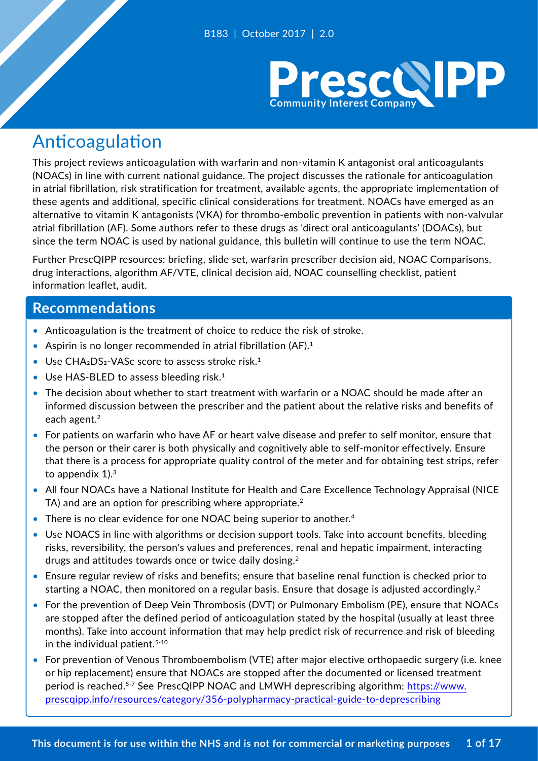B183 | October 2017 | 2.0

# Anticoagulation

This project reviews anticoagulation with warfarin and non-vitamin K antagonist oral anticoagulants (NOACs) in line with current national guidance. The project discusses the rationale for anticoagulation in atrial fibrillation, risk stratification for treatment, available agents, the appropriate implementation of these agents and additional, specific clinical considerations for treatment. NOACs have emerged as an alternative to vitamin K antagonists (VKA) for thrombo-embolic prevention in patients with non-valvular atrial fibrillation (AF). Some authors refer to these drugs as 'direct oral anticoagulants' (DOACs), but since the term NOAC is used by national guidance, this bulletin will continue to use the term NOAC.

Further PrescQIPP resources: briefing, slide set, warfarin prescriber decision aid, NOAC Comparisons, drug interactions, algorithm AF/VTE, clinical decision aid, NOAC counselling checklist, patient information leaflet, audit.

## Recommendations

- Anticoagulation is the treatment of choice to reduce the risk of stroke.
- Aspirin is no longer recommended in atrial fibrillation (AF).[1]
- Use $CHA_2DS_2$-VASc score to assess stroke risk.[1]
- Use HAS-BLED to assess bleeding risk.[1]
- The decision about whether to start treatment with warfarin or a NOAC should be made after an informed discussion between the prescriber and the patient about the relative risks and benefits of each agent.[2]
- For patients on warfarin who have AF or heart valve disease and prefer to self monitor, ensure that the person or their carer is both physically and cognitively able to self-monitor effectively. Ensure that there is a process for appropriate quality control of the meter and for obtaining test strips, refer to appendix 1).[3]
- All four NOACs have a National Institute for Health and Care Excellence Technology Appraisal (NICE TA) and are an option for prescribing where appropriate.[2]
- There is no clear evidence for one NOAC being superior to another.[4]
- Use NOACS in line with algorithms or decision support tools. Take into account benefits, bleeding risks, reversibility, the person's values and preferences, renal and hepatic impairment, interacting drugs and attitudes towards once or twice daily dosing.[2]
- Ensure regular review of risks and benefits; ensure that baseline renal function is checked prior to starting a NOAC, then monitored on a regular basis. Ensure that dosage is adjusted accordingly.[2]
- For the prevention of Deep Vein Thrombosis (DVT) or Pulmonary Embolism (PE), ensure that NOACs are stopped after the defined period of anticoagulation stated by the hospital (usually at least three months). Take into account information that may help predict risk of recurrence and risk of bleeding in the individual patient.[5-10]
- For prevention of Venous Thromboembolism (VTE) after major elective orthopaedic surgery (i.e. knee or hip replacement) ensure that NOACs are stopped after the documented or licensed treatment period is reached.[5-7] See PrescQIPP NOAC and LMWH deprescribing algorithm: https://www.prescqipp.info/resources/category/356-polypharmacy-practical-guide-to-deprescribing

This document is for use within the NHS and is not for commercial or marketing purposes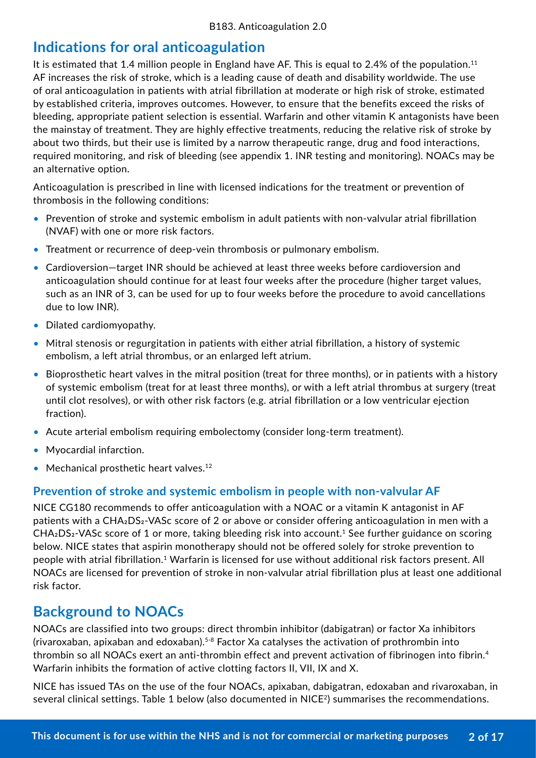## Indications for oral anticoagulation

It is estimated that 1.4 million people in England have AF. This is equal to 2.4% of the population.[11] AF increases the risk of stroke, which is a leading cause of death and disability worldwide. The use of oral anticoagulation in patients with atrial fibrillation at moderate or high risk of stroke, estimated by established criteria, improves outcomes. However, to ensure that the benefits exceed the risks of bleeding, appropriate patient selection is essential. Warfarin and other vitamin K antagonists have been the mainstay of treatment. They are highly effective treatments, reducing the relative risk of stroke by about two thirds, but their use is limited by a narrow therapeutic range, drug and food interactions, required monitoring, and risk of bleeding (see appendix 1. INR testing and monitoring). NOACs may be an alternative option.

Anticoagulation is prescribed in line with licensed indications for the treatment or prevention of thrombosis in the following conditions:

- Prevention of stroke and systemic embolism in adult patients with non-valvular atrial fibrillation (NVAF) with one or more risk factors.
- Treatment or recurrence of deep-vein thrombosis or pulmonary embolism.
- Cardioversion—target INR should be achieved at least three weeks before cardioversion and anticoagulation should continue for at least four weeks after the procedure (higher target values, such as an INR of 3, can be used for up to four weeks before the procedure to avoid cancellations due to low INR).
- Dilated cardiomyopathy.
- Mitral stenosis or regurgitation in patients with either atrial fibrillation, a history of systemic embolism, a left atrial thrombus, or an enlarged left atrium.
- Bioprosthetic heart valves in the mitral position (treat for three months), or in patients with a history of systemic embolism (treat for at least three months), or with a left atrial thrombus at surgery (treat until clot resolves), or with other risk factors (e.g. atrial fibrillation or a low ventricular ejection fraction).
- Acute arterial embolism requiring embolectomy (consider long-term treatment).
- Myocardial infarction.
- Mechanical prosthetic heart valves.[12]

### Prevention of stroke and systemic embolism in people with non-valvular AF

NICE CG180 recommends to offer anticoagulation with a NOAC or a vitamin K antagonist in AF patients with a $CHA_2DS_2$-VASc score of 2 or above or consider offering anticoagulation in men with a $CHA_2DS_2$-VASc score of 1 or more, taking bleeding risk into account.[1] See further guidance on scoring below. NICE states that aspirin monotherapy should not be offered solely for stroke prevention to people with atrial fibrillation.[1] Warfarin is licensed for use without additional risk factors present. All NOACs are licensed for prevention of stroke in non-valvular atrial fibrillation plus at least one additional risk factor.

## Background to NOACs

NOACs are classified into two groups: direct thrombin inhibitor (dabigatran) or factor Xa inhibitors (rivaroxaban, apixaban and edoxaban).[5-8] Factor Xa catalyses the activation of prothrombin into thrombin so all NOACs exert an anti-thrombin effect and prevent activation of fibrinogen into fibrin.[4] Warfarin inhibits the formation of active clotting factors II, VII, IX and X.

NICE has issued TAs on the use of the four NOACs, apixaban, dabigatran, edoxaban and rivaroxaban, in several clinical settings. Table 1 below (also documented in NICE[2]) summarises the recommendations.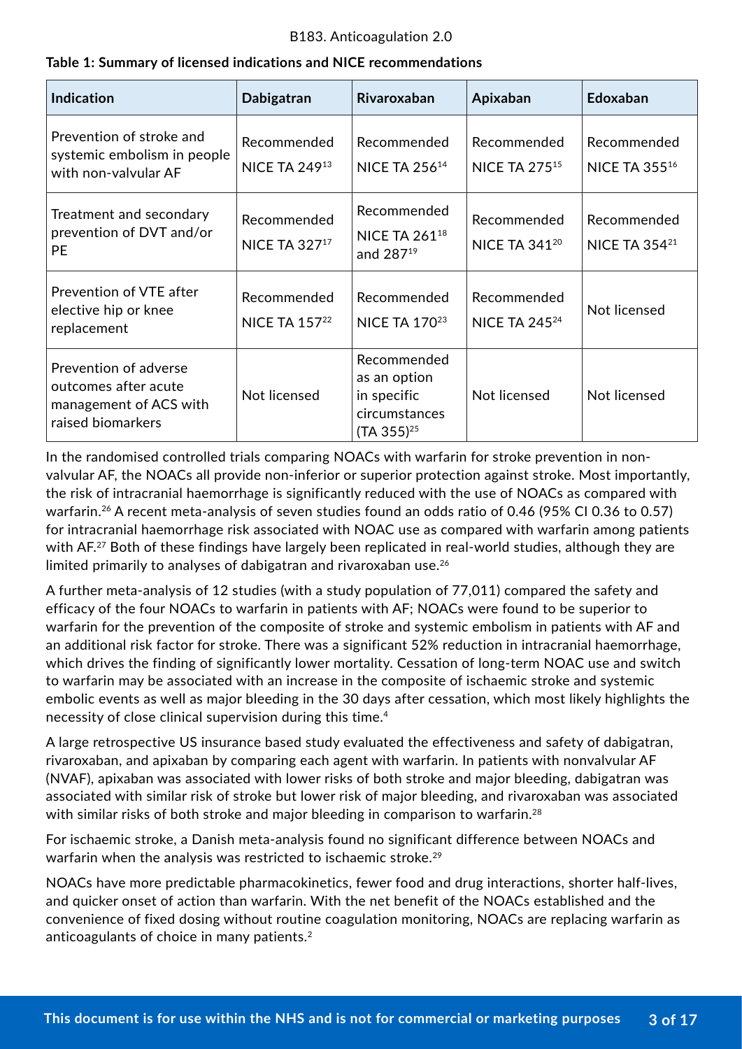**Table 1: Summary of licensed indications and NICE recommendations**

| Indication | Dabigatran | Rivaroxaban | Apixaban | Edoxaban |
|---|---|---|---|---|
| Prevention of stroke and systemic embolism in people with non-valvular AF | Recommended NICE TA 249[13] | Recommended NICE TA 256[14] | Recommended NICE TA 275[15] | Recommended NICE TA 355[16] |
| Treatment and secondary prevention of DVT and/or PE | Recommended NICE TA 327[17] | Recommended NICE TA 261[18] and 287[19] | Recommended NICE TA 341[20] | Recommended NICE TA 354[21] |
| Prevention of VTE after elective hip or knee replacement | Recommended NICE TA 157[22] | Recommended NICE TA 170[23] | Recommended NICE TA 245[24] | Not licensed |
| Prevention of adverse outcomes after acute management of ACS with raised biomarkers | Not licensed | Recommended as an option in specific circumstances (TA 355)[25] | Not licensed | Not licensed |

In the randomised controlled trials comparing NOACs with warfarin for stroke prevention in non-valvular AF, the NOACs all provide non-inferior or superior protection against stroke. Most importantly, the risk of intracranial haemorrhage is significantly reduced with the use of NOACs as compared with warfarin.[26] A recent meta-analysis of seven studies found an odds ratio of 0.46 (95% CI 0.36 to 0.57) for intracranial haemorrhage risk associated with NOAC use as compared with warfarin among patients with AF.[27] Both of these findings have largely been replicated in real-world studies, although they are limited primarily to analyses of dabigatran and rivaroxaban use.[26]

A further meta-analysis of 12 studies (with a study population of 77,011) compared the safety and efficacy of the four NOACs to warfarin in patients with AF; NOACs were found to be superior to warfarin for the prevention of the composite of stroke and systemic embolism in patients with AF and an additional risk factor for stroke. There was a significant 52% reduction in intracranial haemorrhage, which drives the finding of significantly lower mortality. Cessation of long-term NOAC use and switch to warfarin may be associated with an increase in the composite of ischaemic stroke and systemic embolic events as well as major bleeding in the 30 days after cessation, which most likely highlights the necessity of close clinical supervision during this time.[4]

A large retrospective US insurance based study evaluated the effectiveness and safety of dabigatran, rivaroxaban, and apixaban by comparing each agent with warfarin. In patients with nonvalvular AF (NVAF), apixaban was associated with lower risks of both stroke and major bleeding, dabigatran was associated with similar risk of stroke but lower risk of major bleeding, and rivaroxaban was associated with similar risks of both stroke and major bleeding in comparison to warfarin.[28]

For ischaemic stroke, a Danish meta-analysis found no significant difference between NOACs and warfarin when the analysis was restricted to ischaemic stroke.[29]

NOACs have more predictable pharmacokinetics, fewer food and drug interactions, shorter half-lives, and quicker onset of action than warfarin. With the net benefit of the NOACs established and the convenience of fixed dosing without routine coagulation monitoring, NOACs are replacing warfarin as anticoagulants of choice in many patients.[2]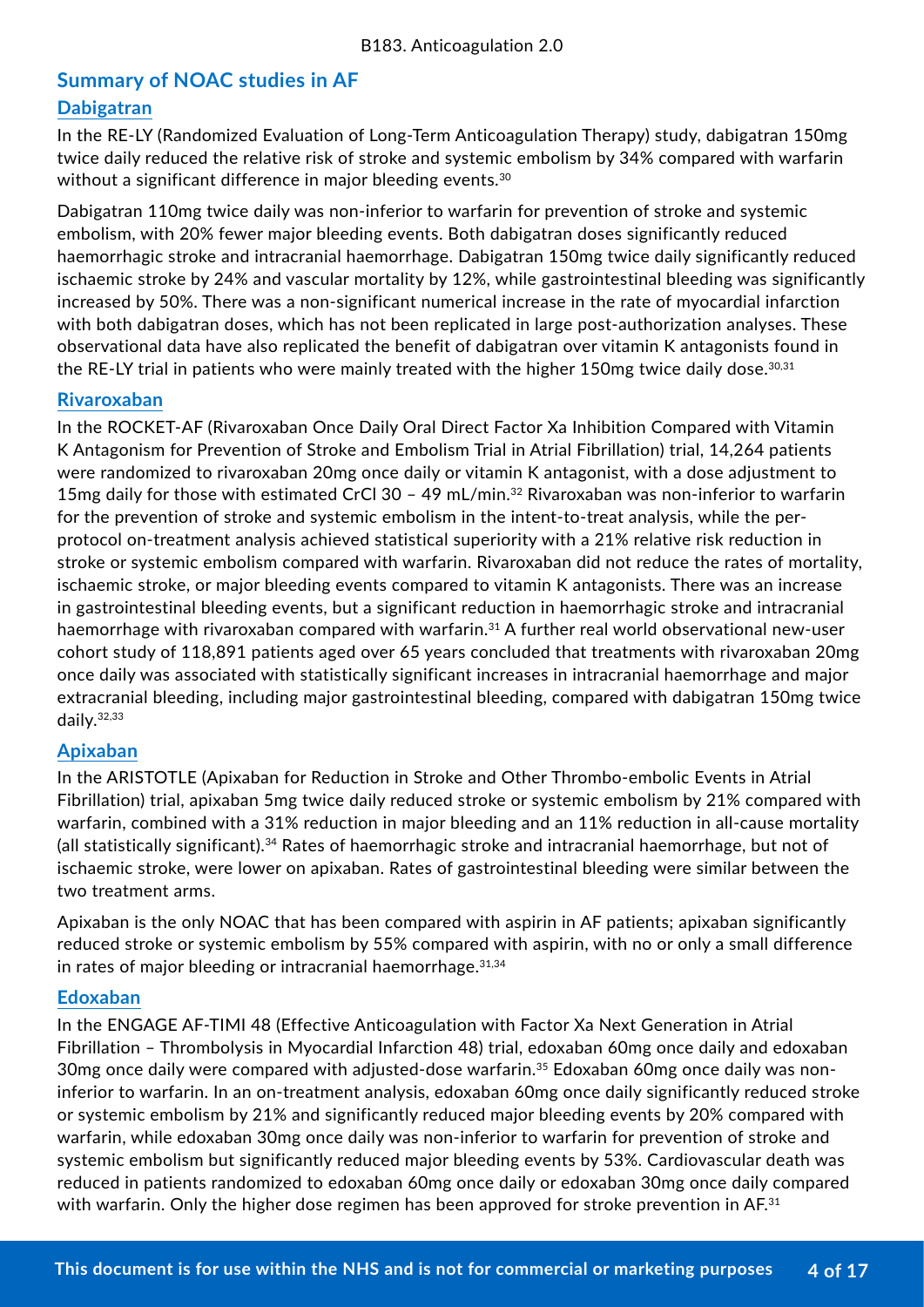## Summary of NOAC studies in AF

### Dabigatran

In the RE-LY (Randomized Evaluation of Long-Term Anticoagulation Therapy) study, dabigatran 150mg twice daily reduced the relative risk of stroke and systemic embolism by 34% compared with warfarin without a significant difference in major bleeding events.[30]

Dabigatran 110mg twice daily was non-inferior to warfarin for prevention of stroke and systemic embolism, with 20% fewer major bleeding events. Both dabigatran doses significantly reduced haemorrhagic stroke and intracranial haemorrhage. Dabigatran 150mg twice daily significantly reduced ischaemic stroke by 24% and vascular mortality by 12%, while gastrointestinal bleeding was significantly increased by 50%. There was a non-significant numerical increase in the rate of myocardial infarction with both dabigatran doses, which has not been replicated in large post-authorization analyses. These observational data have also replicated the benefit of dabigatran over vitamin K antagonists found in the RE-LY trial in patients who were mainly treated with the higher 150mg twice daily dose.[30,31]

### Rivaroxaban

In the ROCKET-AF (Rivaroxaban Once Daily Oral Direct Factor Xa Inhibition Compared with Vitamin K Antagonism for Prevention of Stroke and Embolism Trial in Atrial Fibrillation) trial, 14,264 patients were randomized to rivaroxaban 20mg once daily or vitamin K antagonist, with a dose adjustment to 15mg daily for those with estimated CrCl 30 – 49 mL/min.[32] Rivaroxaban was non-inferior to warfarin for the prevention of stroke and systemic embolism in the intent-to-treat analysis, while the per-protocol on-treatment analysis achieved statistical superiority with a 21% relative risk reduction in stroke or systemic embolism compared with warfarin. Rivaroxaban did not reduce the rates of mortality, ischaemic stroke, or major bleeding events compared to vitamin K antagonists. There was an increase in gastrointestinal bleeding events, but a significant reduction in haemorrhagic stroke and intracranial haemorrhage with rivaroxaban compared with warfarin.[31] A further real world observational new-user cohort study of 118,891 patients aged over 65 years concluded that treatments with rivaroxaban 20mg once daily was associated with statistically significant increases in intracranial haemorrhage and major extracranial bleeding, including major gastrointestinal bleeding, compared with dabigatran 150mg twice daily.[32,33]

### Apixaban

In the ARISTOTLE (Apixaban for Reduction in Stroke and Other Thrombo-embolic Events in Atrial Fibrillation) trial, apixaban 5mg twice daily reduced stroke or systemic embolism by 21% compared with warfarin, combined with a 31% reduction in major bleeding and an 11% reduction in all-cause mortality (all statistically significant).[34] Rates of haemorrhagic stroke and intracranial haemorrhage, but not of ischaemic stroke, were lower on apixaban. Rates of gastrointestinal bleeding were similar between the two treatment arms.

Apixaban is the only NOAC that has been compared with aspirin in AF patients; apixaban significantly reduced stroke or systemic embolism by 55% compared with aspirin, with no or only a small difference in rates of major bleeding or intracranial haemorrhage.[31,34]

### Edoxaban

In the ENGAGE AF-TIMI 48 (Effective Anticoagulation with Factor Xa Next Generation in Atrial Fibrillation – Thrombolysis in Myocardial Infarction 48) trial, edoxaban 60mg once daily and edoxaban 30mg once daily were compared with adjusted-dose warfarin.[35] Edoxaban 60mg once daily was non-inferior to warfarin. In an on-treatment analysis, edoxaban 60mg once daily significantly reduced stroke or systemic embolism by 21% and significantly reduced major bleeding events by 20% compared with warfarin, while edoxaban 30mg once daily was non-inferior to warfarin for prevention of stroke and systemic embolism but significantly reduced major bleeding events by 53%. Cardiovascular death was reduced in patients randomized to edoxaban 60mg once daily or edoxaban 30mg once daily compared with warfarin. Only the higher dose regimen has been approved for stroke prevention in AF.[31]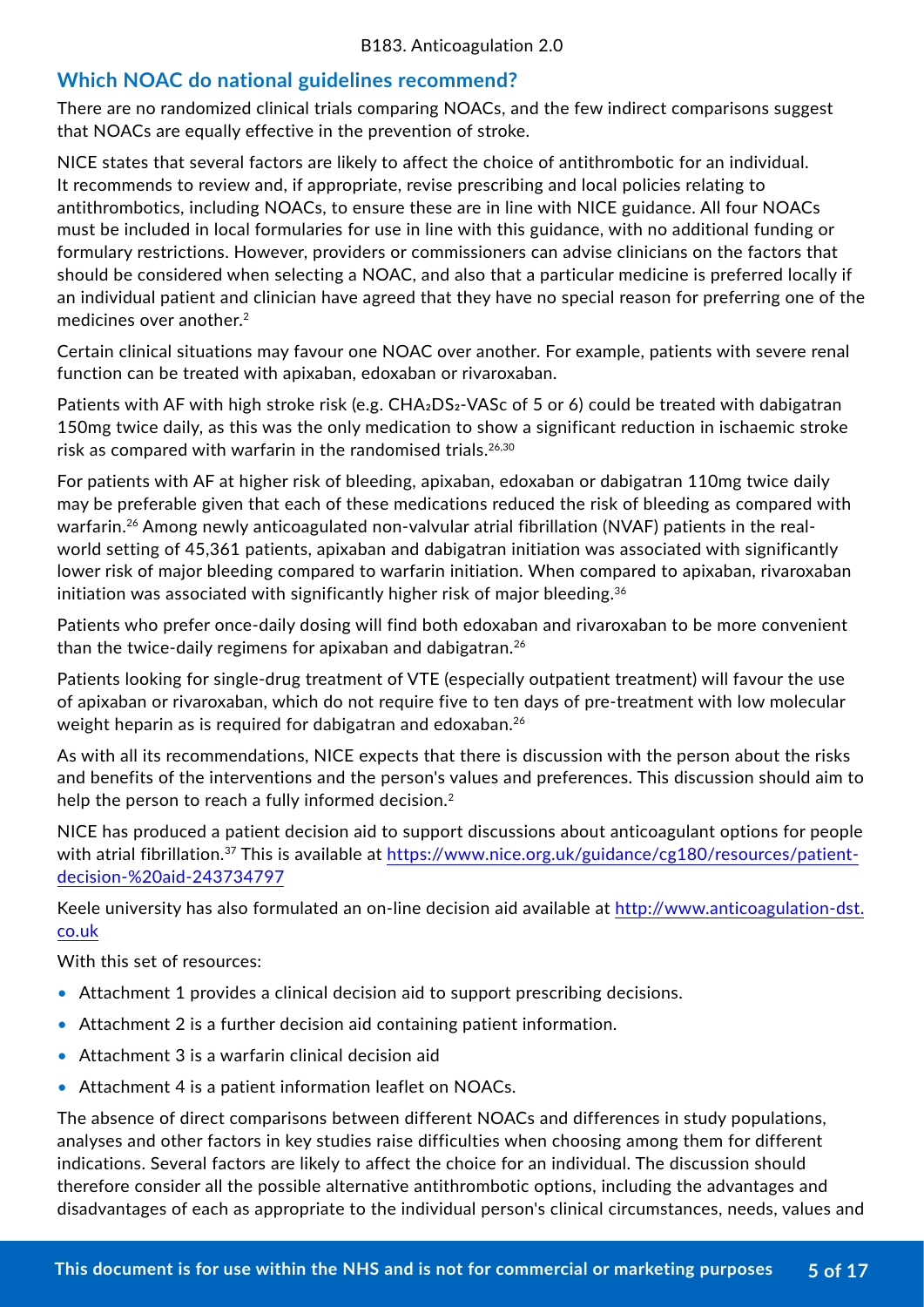## Which NOAC do national guidelines recommend?

There are no randomized clinical trials comparing NOACs, and the few indirect comparisons suggest that NOACs are equally effective in the prevention of stroke.

NICE states that several factors are likely to affect the choice of antithrombotic for an individual. It recommends to review and, if appropriate, revise prescribing and local policies relating to antithrombotics, including NOACs, to ensure these are in line with NICE guidance. All four NOACs must be included in local formularies for use in line with this guidance, with no additional funding or formulary restrictions. However, providers or commissioners can advise clinicians on the factors that should be considered when selecting a NOAC, and also that a particular medicine is preferred locally if an individual patient and clinician have agreed that they have no special reason for preferring one of the medicines over another.[2]

Certain clinical situations may favour one NOAC over another. For example, patients with severe renal function can be treated with apixaban, edoxaban or rivaroxaban.

Patients with AF with high stroke risk (e.g. $CHA_2DS_2$-VASc of 5 or 6) could be treated with dabigatran 150mg twice daily, as this was the only medication to show a significant reduction in ischaemic stroke risk as compared with warfarin in the randomised trials.[26,30]

For patients with AF at higher risk of bleeding, apixaban, edoxaban or dabigatran 110mg twice daily may be preferable given that each of these medications reduced the risk of bleeding as compared with warfarin.[26] Among newly anticoagulated non-valvular atrial fibrillation (NVAF) patients in the real-world setting of 45,361 patients, apixaban and dabigatran initiation was associated with significantly lower risk of major bleeding compared to warfarin initiation. When compared to apixaban, rivaroxaban initiation was associated with significantly higher risk of major bleeding.[36]

Patients who prefer once-daily dosing will find both edoxaban and rivaroxaban to be more convenient than the twice-daily regimens for apixaban and dabigatran.[26]

Patients looking for single-drug treatment of VTE (especially outpatient treatment) will favour the use of apixaban or rivaroxaban, which do not require five to ten days of pre-treatment with low molecular weight heparin as is required for dabigatran and edoxaban.[26]

As with all its recommendations, NICE expects that there is discussion with the person about the risks and benefits of the interventions and the person's values and preferences. This discussion should aim to help the person to reach a fully informed decision.[2]

NICE has produced a patient decision aid to support discussions about anticoagulant options for people with atrial fibrillation.[37] This is available at https://www.nice.org.uk/guidance/cg180/resources/patient-decision-%20aid-243734797

Keele university has also formulated an on-line decision aid available at http://www.anticoagulation-dst.co.uk

With this set of resources:

- Attachment 1 provides a clinical decision aid to support prescribing decisions.
- Attachment 2 is a further decision aid containing patient information.
- Attachment 3 is a warfarin clinical decision aid
- Attachment 4 is a patient information leaflet on NOACs.

The absence of direct comparisons between different NOACs and differences in study populations, analyses and other factors in key studies raise difficulties when choosing among them for different indications. Several factors are likely to affect the choice for an individual. The discussion should therefore consider all the possible alternative antithrombotic options, including the advantages and disadvantages of each as appropriate to the individual person's clinical circumstances, needs, values and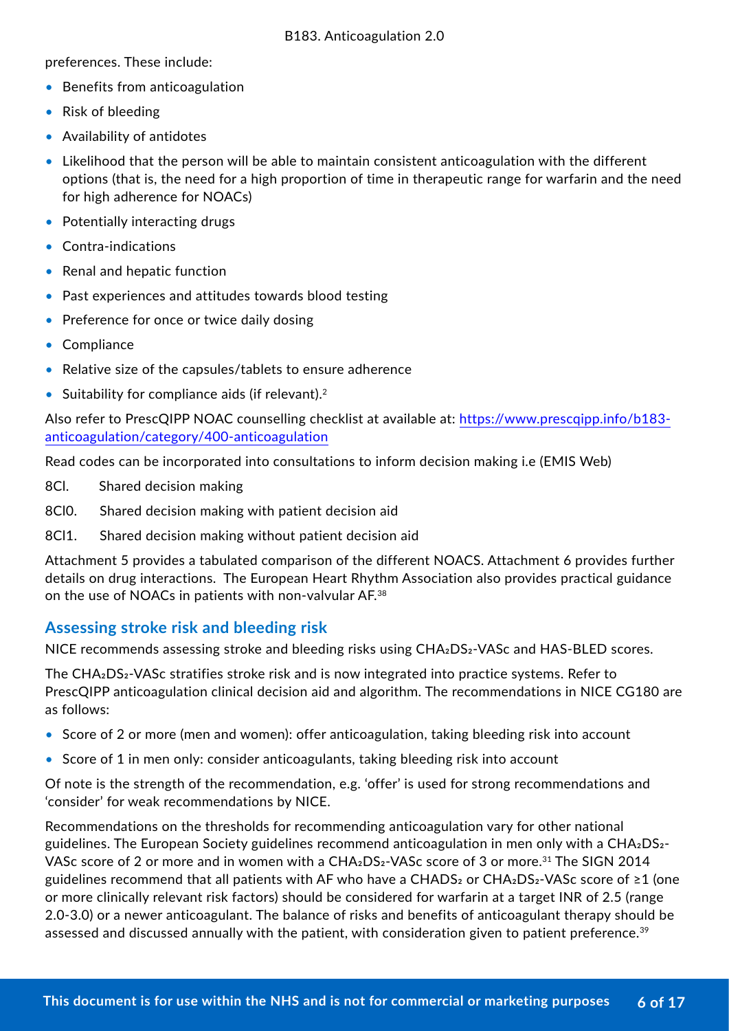preferences. These include:

- Benefits from anticoagulation
- Risk of bleeding
- Availability of antidotes
- Likelihood that the person will be able to maintain consistent anticoagulation with the different options (that is, the need for a high proportion of time in therapeutic range for warfarin and the need for high adherence for NOACs)
- Potentially interacting drugs
- Contra-indications
- Renal and hepatic function
- Past experiences and attitudes towards blood testing
- Preference for once or twice daily dosing
- Compliance
- Relative size of the capsules/tablets to ensure adherence
- Suitability for compliance aids (if relevant).[2]

Also refer to PrescQIPP NOAC counselling checklist at available at: https://www.prescqipp.info/b183-anticoagulation/category/400-anticoagulation

Read codes can be incorporated into consultations to inform decision making i.e (EMIS Web)

8Cl. Shared decision making

8Cl0. Shared decision making with patient decision aid

8Cl1. Shared decision making without patient decision aid

Attachment 5 provides a tabulated comparison of the different NOACS. Attachment 6 provides further details on drug interactions. The European Heart Rhythm Association also provides practical guidance on the use of NOACs in patients with non-valvular AF.[38]

## Assessing stroke risk and bleeding risk

NICE recommends assessing stroke and bleeding risks using $CHA_2DS_2$-VASc and HAS-BLED scores.

The $CHA_2DS_2$-VASc stratifies stroke risk and is now integrated into practice systems. Refer to PrescQIPP anticoagulation clinical decision aid and algorithm. The recommendations in NICE CG180 are as follows:

- Score of 2 or more (men and women): offer anticoagulation, taking bleeding risk into account
- Score of 1 in men only: consider anticoagulants, taking bleeding risk into account

Of note is the strength of the recommendation, e.g. 'offer' is used for strong recommendations and 'consider' for weak recommendations by NICE.

Recommendations on the thresholds for recommending anticoagulation vary for other national guidelines. The European Society guidelines recommend anticoagulation in men only with a $CHA_2DS_2$-VASc score of 2 or more and in women with a $CHA_2DS_2$-VASc score of 3 or more.[31] The SIGN 2014 guidelines recommend that all patients with AF who have a $CHADS_2$ or $CHA_2DS_2$-VASc score of ≥1 (one or more clinically relevant risk factors) should be considered for warfarin at a target INR of 2.5 (range 2.0-3.0) or a newer anticoagulant. The balance of risks and benefits of anticoagulant therapy should be assessed and discussed annually with the patient, with consideration given to patient preference.[39]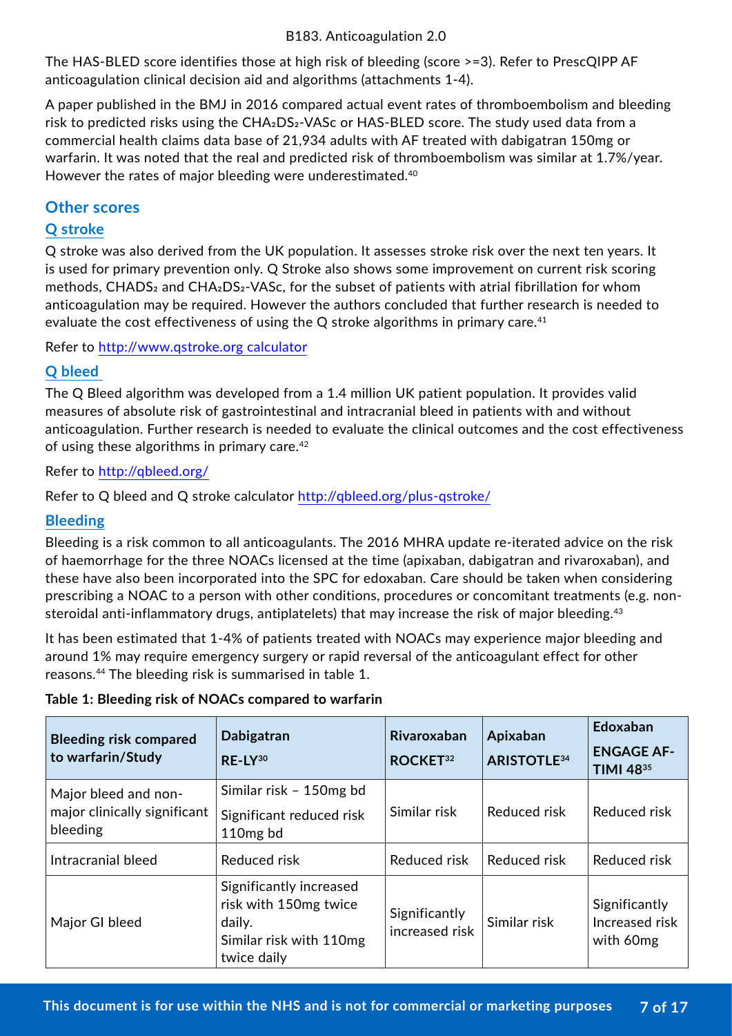The HAS-BLED score identifies those at high risk of bleeding (score >=3). Refer to PrescQIPP AF anticoagulation clinical decision aid and algorithms (attachments 1-4).

A paper published in the BMJ in 2016 compared actual event rates of thromboembolism and bleeding risk to predicted risks using the $CHA_2DS_2$-VASc or HAS-BLED score. The study used data from a commercial health claims data base of 21,934 adults with AF treated with dabigatran 150mg or warfarin. It was noted that the real and predicted risk of thromboembolism was similar at 1.7%/year. However the rates of major bleeding were underestimated.[40]

## Other scores

### Q stroke

Q stroke was also derived from the UK population. It assesses stroke risk over the next ten years. It is used for primary prevention only. Q Stroke also shows some improvement on current risk scoring methods, $CHADS_2$ and $CHA_2DS_2$-VASc, for the subset of patients with atrial fibrillation for whom anticoagulation may be required. However the authors concluded that further research is needed to evaluate the cost effectiveness of using the Q stroke algorithms in primary care.[41]

Refer to http://www.qstroke.org calculator

### Q bleed

The Q Bleed algorithm was developed from a 1.4 million UK patient population. It provides valid measures of absolute risk of gastrointestinal and intracranial bleed in patients with and without anticoagulation. Further research is needed to evaluate the clinical outcomes and the cost effectiveness of using these algorithms in primary care.[42]

Refer to http://qbleed.org/

Refer to Q bleed and Q stroke calculator http://qbleed.org/plus-qstroke/

### Bleeding

Bleeding is a risk common to all anticoagulants. The 2016 MHRA update re-iterated advice on the risk of haemorrhage for the three NOACs licensed at the time (apixaban, dabigatran and rivaroxaban), and these have also been incorporated into the SPC for edoxaban. Care should be taken when considering prescribing a NOAC to a person with other conditions, procedures or concomitant treatments (e.g. non-steroidal anti-inflammatory drugs, antiplatelets) that may increase the risk of major bleeding.[43]

It has been estimated that 1-4% of patients treated with NOACs may experience major bleeding and around 1% may require emergency surgery or rapid reversal of the anticoagulant effect for other reasons.[44] The bleeding risk is summarised in table 1.

**Table 1: Bleeding risk of NOACs compared to warfarin**

| Bleeding risk compared to warfarin/Study | Dabigatran RE-LY[30] | Rivaroxaban ROCKET[32] | Apixaban ARISTOTLE[34] | Edoxaban ENGAGE AF-TIMI 48[35] |
|---|---|---|---|---|
| Major bleed and non-major clinically significant bleeding | Similar risk – 150mg bd<br>Significant reduced risk 110mg bd | Similar risk | Reduced risk | Reduced risk |
| Intracranial bleed | Reduced risk | Reduced risk | Reduced risk | Reduced risk |
| Major GI bleed | Significantly increased risk with 150mg twice daily.<br>Similar risk with 110mg twice daily | Significantly increased risk | Similar risk | Significantly Increased risk with 60mg |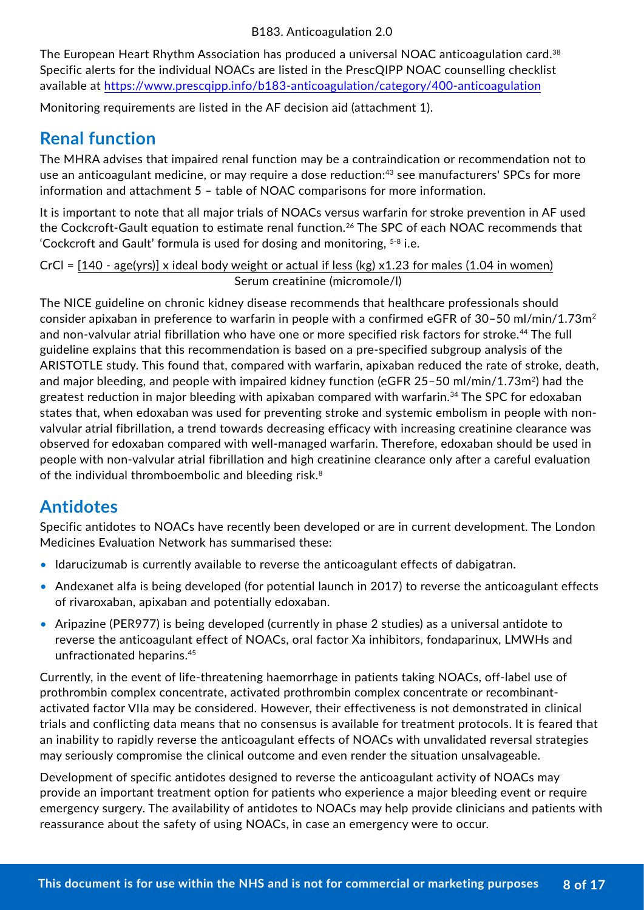The European Heart Rhythm Association has produced a universal NOAC anticoagulation card.[38] Specific alerts for the individual NOACs are listed in the PrescQIPP NOAC counselling checklist available at https://www.prescqipp.info/b183-anticoagulation/category/400-anticoagulation

Monitoring requirements are listed in the AF decision aid (attachment 1).

## Renal function

The MHRA advises that impaired renal function may be a contraindication or recommendation not to use an anticoagulant medicine, or may require a dose reduction:[43] see manufacturers' SPCs for more information and attachment 5 – table of NOAC comparisons for more information.

It is important to note that all major trials of NOACs versus warfarin for stroke prevention in AF used the Cockcroft-Gault equation to estimate renal function.[26] The SPC of each NOAC recommends that 'Cockcroft and Gault' formula is used for dosing and monitoring, [5-8] i.e.

$$CrCl = \frac{[140 - \text{age(yrs)}] \times \text{ideal body weight or actual if less (kg)} \times 1.23 \text{ for males (1.04 in women)}}{\text{Serum creatinine (micromole/l)}}$$

The NICE guideline on chronic kidney disease recommends that healthcare professionals should consider apixaban in preference to warfarin in people with a confirmed eGFR of 30–50 ml/min/1.73m$^2$ and non-valvular atrial fibrillation who have one or more specified risk factors for stroke.[44] The full guideline explains that this recommendation is based on a pre-specified subgroup analysis of the ARISTOTLE study. This found that, compared with warfarin, apixaban reduced the rate of stroke, death, and major bleeding, and people with impaired kidney function (eGFR 25–50 ml/min/1.73m$^2$) had the greatest reduction in major bleeding with apixaban compared with warfarin.[34] The SPC for edoxaban states that, when edoxaban was used for preventing stroke and systemic embolism in people with non-valvular atrial fibrillation, a trend towards decreasing efficacy with increasing creatinine clearance was observed for edoxaban compared with well-managed warfarin. Therefore, edoxaban should be used in people with non-valvular atrial fibrillation and high creatinine clearance only after a careful evaluation of the individual thromboembolic and bleeding risk.[8]

## Antidotes

Specific antidotes to NOACs have recently been developed or are in current development. The London Medicines Evaluation Network has summarised these:

- Idarucizumab is currently available to reverse the anticoagulant effects of dabigatran.
- Andexanet alfa is being developed (for potential launch in 2017) to reverse the anticoagulant effects of rivaroxaban, apixaban and potentially edoxaban.
- Aripazine (PER977) is being developed (currently in phase 2 studies) as a universal antidote to reverse the anticoagulant effect of NOACs, oral factor Xa inhibitors, fondaparinux, LMWHs and unfractionated heparins.[45]

Currently, in the event of life-threatening haemorrhage in patients taking NOACs, off-label use of prothrombin complex concentrate, activated prothrombin complex concentrate or recombinant-activated factor VIIa may be considered. However, their effectiveness is not demonstrated in clinical trials and conflicting data means that no consensus is available for treatment protocols. It is feared that an inability to rapidly reverse the anticoagulant effects of NOACs with unvalidated reversal strategies may seriously compromise the clinical outcome and even render the situation unsalvageable.

Development of specific antidotes designed to reverse the anticoagulant activity of NOACs may provide an important treatment option for patients who experience a major bleeding event or require emergency surgery. The availability of antidotes to NOACs may help provide clinicians and patients with reassurance about the safety of using NOACs, in case an emergency were to occur.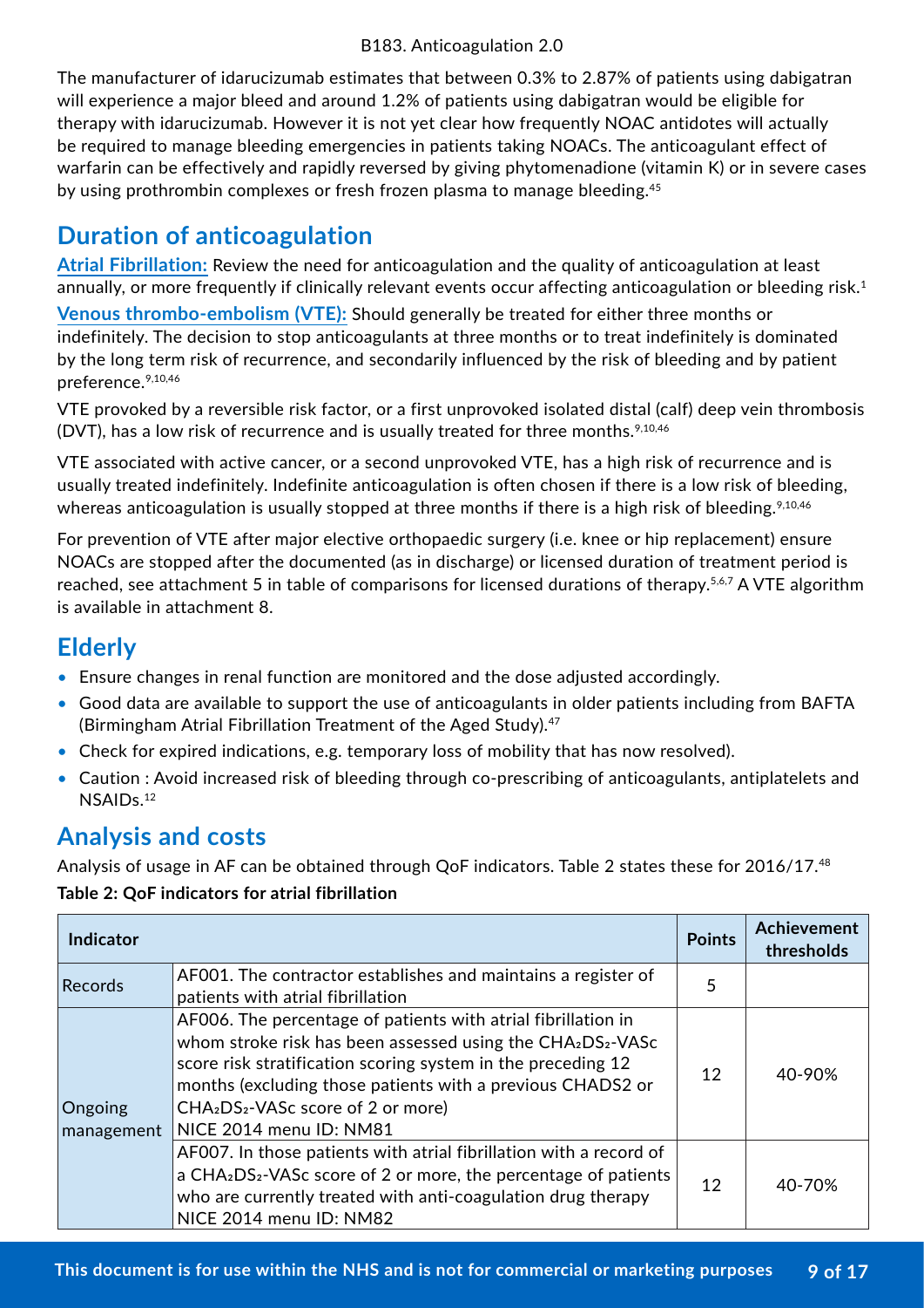The manufacturer of idarucizumab estimates that between 0.3% to 2.87% of patients using dabigatran will experience a major bleed and around 1.2% of patients using dabigatran would be eligible for therapy with idarucizumab. However it is not yet clear how frequently NOAC antidotes will actually be required to manage bleeding emergencies in patients taking NOACs. The anticoagulant effect of warfarin can be effectively and rapidly reversed by giving phytomenadione (vitamin K) or in severe cases by using prothrombin complexes or fresh frozen plasma to manage bleeding.[45]

## Duration of anticoagulation

**Atrial Fibrillation:** Review the need for anticoagulation and the quality of anticoagulation at least annually, or more frequently if clinically relevant events occur affecting anticoagulation or bleeding risk.[1]

**Venous thrombo-embolism (VTE):** Should generally be treated for either three months or indefinitely. The decision to stop anticoagulants at three months or to treat indefinitely is dominated by the long term risk of recurrence, and secondarily influenced by the risk of bleeding and by patient preference.[9,10,46]

VTE provoked by a reversible risk factor, or a first unprovoked isolated distal (calf) deep vein thrombosis (DVT), has a low risk of recurrence and is usually treated for three months.[9,10,46]

VTE associated with active cancer, or a second unprovoked VTE, has a high risk of recurrence and is usually treated indefinitely. Indefinite anticoagulation is often chosen if there is a low risk of bleeding, whereas anticoagulation is usually stopped at three months if there is a high risk of bleeding.[9,10,46]

For prevention of VTE after major elective orthopaedic surgery (i.e. knee or hip replacement) ensure NOACs are stopped after the documented (as in discharge) or licensed duration of treatment period is reached, see attachment 5 in table of comparisons for licensed durations of therapy.[5,6,7] A VTE algorithm is available in attachment 8.

## Elderly

- Ensure changes in renal function are monitored and the dose adjusted accordingly.
- Good data are available to support the use of anticoagulants in older patients including from BAFTA (Birmingham Atrial Fibrillation Treatment of the Aged Study).[47]
- Check for expired indications, e.g. temporary loss of mobility that has now resolved).
- Caution : Avoid increased risk of bleeding through co-prescribing of anticoagulants, antiplatelets and NSAIDs.[12]

## Analysis and costs

Analysis of usage in AF can be obtained through QoF indicators. Table 2 states these for 2016/17.[48]

**Table 2: QoF indicators for atrial fibrillation**

| Indicator | | Points | Achievement thresholds |
|---|---|---|---|
| Records | AF001. The contractor establishes and maintains a register of patients with atrial fibrillation | 5 | |
| Ongoing management | AF006. The percentage of patients with atrial fibrillation in whom stroke risk has been assessed using the $CHA_2DS_2$-VASc score risk stratification scoring system in the preceding 12 months (excluding those patients with a previous CHADS2 or $CHA_2DS_2$-VASc score of 2 or more) NICE 2014 menu ID: NM81 | 12 | 40-90% |
| | AF007. In those patients with atrial fibrillation with a record of a $CHA_2DS_2$-VASc score of 2 or more, the percentage of patients who are currently treated with anti-coagulation drug therapy NICE 2014 menu ID: NM82 | 12 | 40-70% |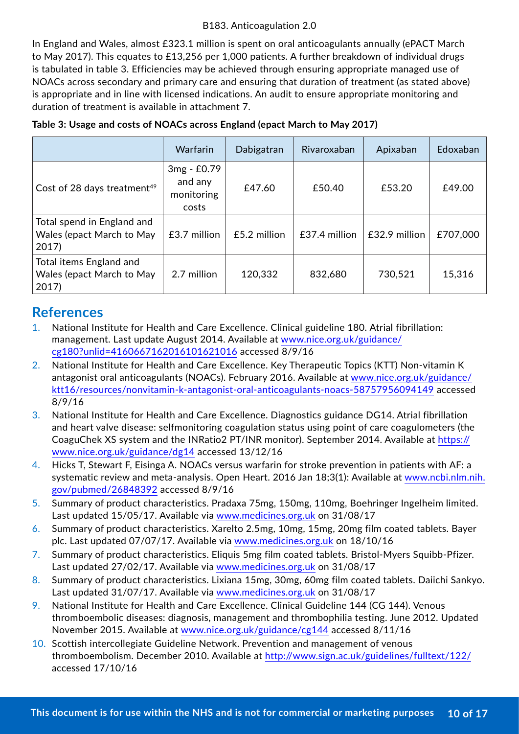In England and Wales, almost £323.1 million is spent on oral anticoagulants annually (ePACT March to May 2017). This equates to £13,256 per 1,000 patients. A further breakdown of individual drugs is tabulated in table 3. Efficiencies may be achieved through ensuring appropriate managed use of NOACs across secondary and primary care and ensuring that duration of treatment (as stated above) is appropriate and in line with licensed indications. An audit to ensure appropriate monitoring and duration of treatment is available in attachment 7.

**Table 3: Usage and costs of NOACs across England (epact March to May 2017)**

| | Warfarin | Dabigatran | Rivaroxaban | Apixaban | Edoxaban |
|---|---|---|---|---|---|
| Cost of 28 days treatment[49] | 3mg - £0.79 and any monitoring costs | £47.60 | £50.40 | £53.20 | £49.00 |
| Total spend in England and Wales (epact March to May 2017) | £3.7 million | £5.2 million | £37.4 million | £32.9 million | £707,000 |
| Total items England and Wales (epact March to May 2017) | 2.7 million | 120,332 | 832,680 | 730,521 | 15,316 |

## References

1. National Institute for Health and Care Excellence. Clinical guideline 180. Atrial fibrillation: management. Last update August 2014. Available at www.nice.org.uk/guidance/cg180?unlid=4160667162016101621016 accessed 8/9/16
2. National Institute for Health and Care Excellence. Key Therapeutic Topics (KTT) Non-vitamin K antagonist oral anticoagulants (NOACs). February 2016. Available at www.nice.org.uk/guidance/ktt16/resources/nonvitamin-k-antagonist-oral-anticoagulants-noacs-58757956094149 accessed 8/9/16
3. National Institute for Health and Care Excellence. Diagnostics guidance DG14. Atrial fibrillation and heart valve disease: selfmonitoring coagulation status using point of care coagulometers (the CoaguChek XS system and the INRatio2 PT/INR monitor). September 2014. Available at https://www.nice.org.uk/guidance/dg14 accessed 13/12/16
4. Hicks T, Stewart F, Eisinga A. NOACs versus warfarin for stroke prevention in patients with AF: a systematic review and meta-analysis. Open Heart. 2016 Jan 18;3(1): Available at www.ncbi.nlm.nih.gov/pubmed/26848392 accessed 8/9/16
5. Summary of product characteristics. Pradaxa 75mg, 150mg, 110mg, Boehringer Ingelheim limited. Last updated 15/05/17. Available via www.medicines.org.uk on 31/08/17
6. Summary of product characteristics. Xarelto 2.5mg, 10mg, 15mg, 20mg film coated tablets. Bayer plc. Last updated 07/07/17. Available via www.medicines.org.uk on 18/10/16
7. Summary of product characteristics. Eliquis 5mg film coated tablets. Bristol-Myers Squibb-Pfizer. Last updated 27/02/17. Available via www.medicines.org.uk on 31/08/17
8. Summary of product characteristics. Lixiana 15mg, 30mg, 60mg film coated tablets. Daiichi Sankyo. Last updated 31/07/17. Available via www.medicines.org.uk on 31/08/17
9. National Institute for Health and Care Excellence. Clinical Guideline 144 (CG 144). Venous thromboembolic diseases: diagnosis, management and thrombophilia testing. June 2012. Updated November 2015. Available at www.nice.org.uk/guidance/cg144 accessed 8/11/16
10. Scottish intercollegiate Guideline Network. Prevention and management of venous thromboembolism. December 2010. Available at http://www.sign.ac.uk/guidelines/fulltext/122/ accessed 17/10/16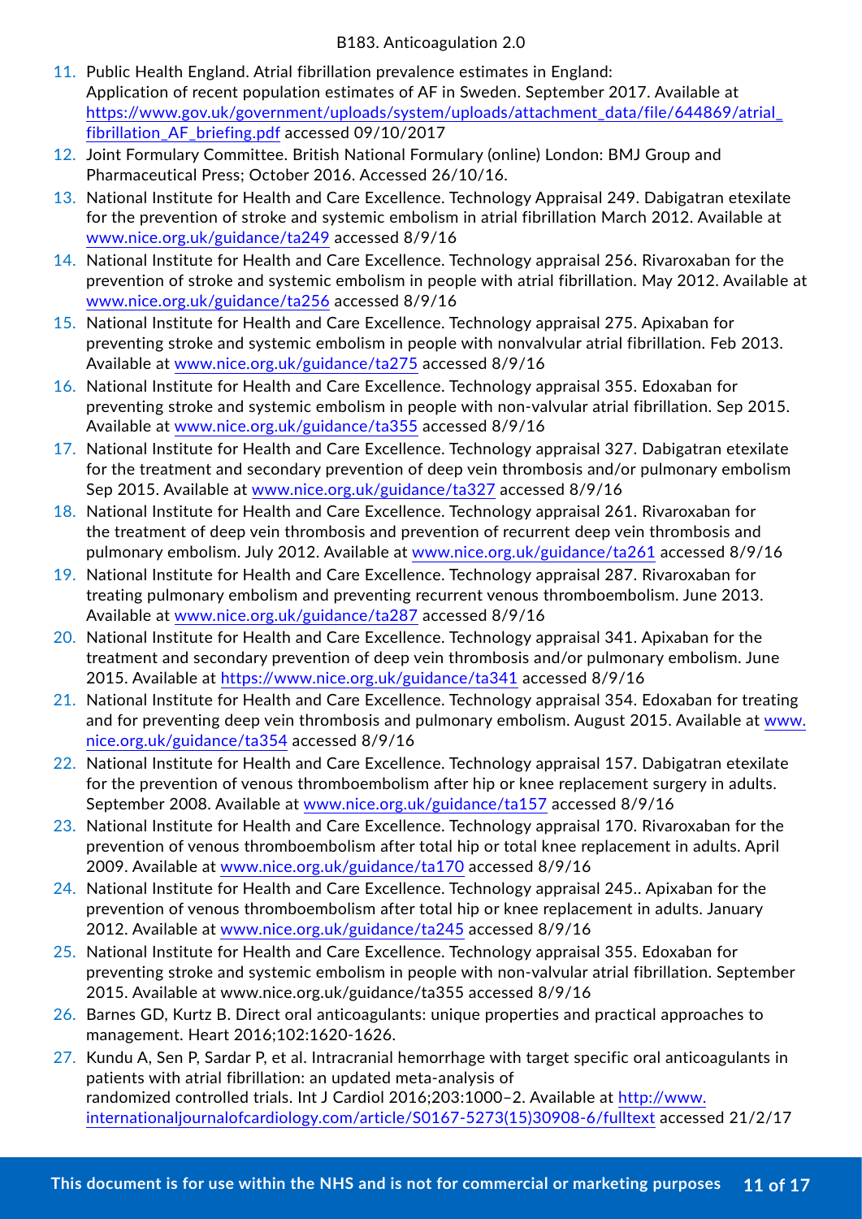11. Public Health England. Atrial fibrillation prevalence estimates in England: Application of recent population estimates of AF in Sweden. September 2017. Available at https://www.gov.uk/government/uploads/system/uploads/attachment_data/file/644869/atrial_fibrillation_AF_briefing.pdf accessed 09/10/2017
12. Joint Formulary Committee. British National Formulary (online) London: BMJ Group and Pharmaceutical Press; October 2016. Accessed 26/10/16.
13. National Institute for Health and Care Excellence. Technology Appraisal 249. Dabigatran etexilate for the prevention of stroke and systemic embolism in atrial fibrillation March 2012. Available at www.nice.org.uk/guidance/ta249 accessed 8/9/16
14. National Institute for Health and Care Excellence. Technology appraisal 256. Rivaroxaban for the prevention of stroke and systemic embolism in people with atrial fibrillation. May 2012. Available at www.nice.org.uk/guidance/ta256 accessed 8/9/16
15. National Institute for Health and Care Excellence. Technology appraisal 275. Apixaban for preventing stroke and systemic embolism in people with nonvalvular atrial fibrillation. Feb 2013. Available at www.nice.org.uk/guidance/ta275 accessed 8/9/16
16. National Institute for Health and Care Excellence. Technology appraisal 355. Edoxaban for preventing stroke and systemic embolism in people with non-valvular atrial fibrillation. Sep 2015. Available at www.nice.org.uk/guidance/ta355 accessed 8/9/16
17. National Institute for Health and Care Excellence. Technology appraisal 327. Dabigatran etexilate for the treatment and secondary prevention of deep vein thrombosis and/or pulmonary embolism Sep 2015. Available at www.nice.org.uk/guidance/ta327 accessed 8/9/16
18. National Institute for Health and Care Excellence. Technology appraisal 261. Rivaroxaban for the treatment of deep vein thrombosis and prevention of recurrent deep vein thrombosis and pulmonary embolism. July 2012. Available at www.nice.org.uk/guidance/ta261 accessed 8/9/16
19. National Institute for Health and Care Excellence. Technology appraisal 287. Rivaroxaban for treating pulmonary embolism and preventing recurrent venous thromboembolism. June 2013. Available at www.nice.org.uk/guidance/ta287 accessed 8/9/16
20. National Institute for Health and Care Excellence. Technology appraisal 341. Apixaban for the treatment and secondary prevention of deep vein thrombosis and/or pulmonary embolism. June 2015. Available at https://www.nice.org.uk/guidance/ta341 accessed 8/9/16
21. National Institute for Health and Care Excellence. Technology appraisal 354. Edoxaban for treating and for preventing deep vein thrombosis and pulmonary embolism. August 2015. Available at www.nice.org.uk/guidance/ta354 accessed 8/9/16
22. National Institute for Health and Care Excellence. Technology appraisal 157. Dabigatran etexilate for the prevention of venous thromboembolism after hip or knee replacement surgery in adults. September 2008. Available at www.nice.org.uk/guidance/ta157 accessed 8/9/16
23. National Institute for Health and Care Excellence. Technology appraisal 170. Rivaroxaban for the prevention of venous thromboembolism after total hip or total knee replacement in adults. April 2009. Available at www.nice.org.uk/guidance/ta170 accessed 8/9/16
24. National Institute for Health and Care Excellence. Technology appraisal 245.. Apixaban for the prevention of venous thromboembolism after total hip or knee replacement in adults. January 2012. Available at www.nice.org.uk/guidance/ta245 accessed 8/9/16
25. National Institute for Health and Care Excellence. Technology appraisal 355. Edoxaban for preventing stroke and systemic embolism in people with non-valvular atrial fibrillation. September 2015. Available at www.nice.org.uk/guidance/ta355 accessed 8/9/16
26. Barnes GD, Kurtz B. Direct oral anticoagulants: unique properties and practical approaches to management. Heart 2016;102:1620-1626.
27. Kundu A, Sen P, Sardar P, et al. Intracranial hemorrhage with target specific oral anticoagulants in patients with atrial fibrillation: an updated meta-analysis of randomized controlled trials. Int J Cardiol 2016;203:1000–2. Available at http://www.internationaljournalofcardiology.com/article/S0167-5273(15)30908-6/fulltext accessed 21/2/17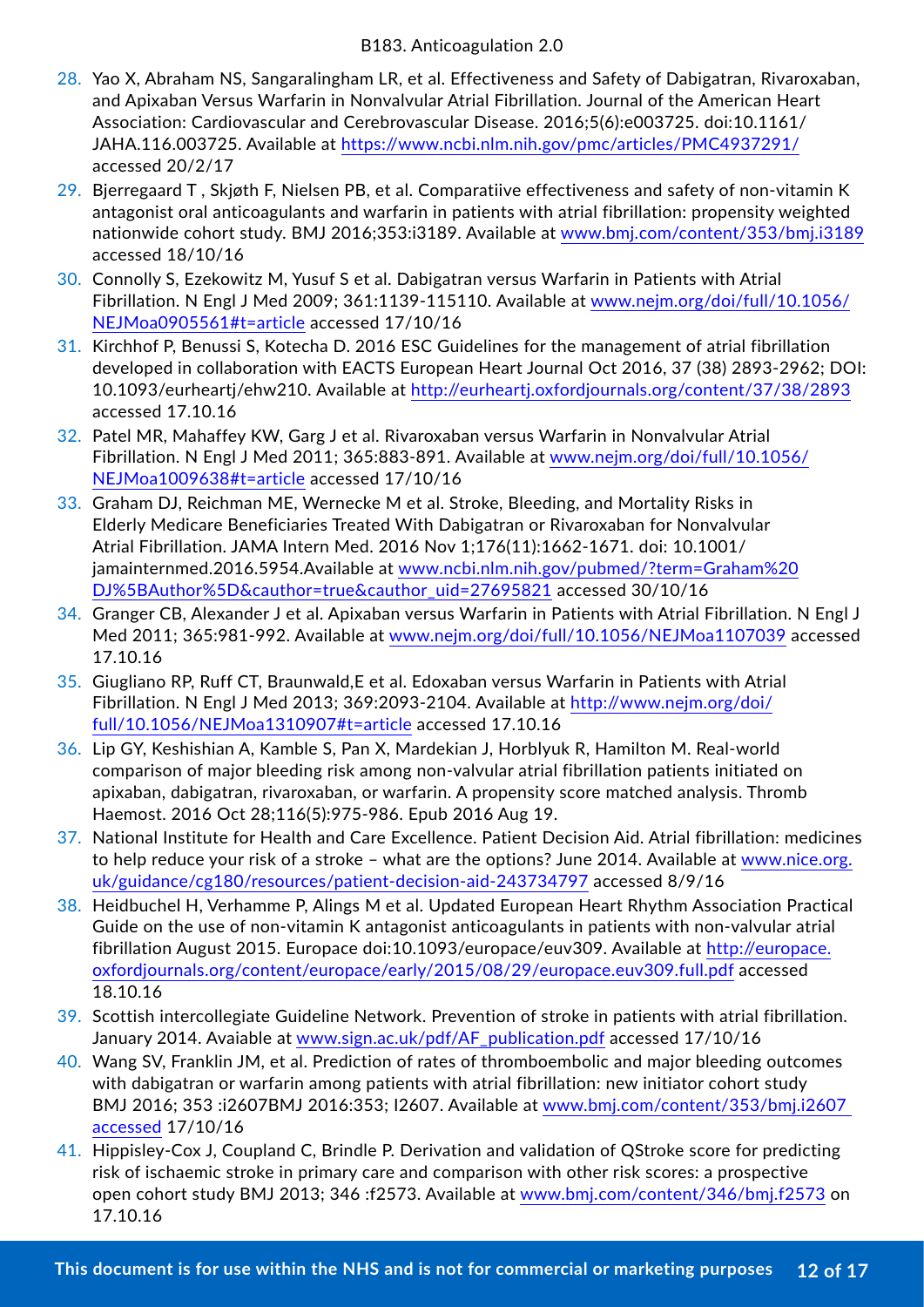28. Yao X, Abraham NS, Sangaralingham LR, et al. Effectiveness and Safety of Dabigatran, Rivaroxaban, and Apixaban Versus Warfarin in Nonvalvular Atrial Fibrillation. Journal of the American Heart Association: Cardiovascular and Cerebrovascular Disease. 2016;5(6):e003725. doi:10.1161/JAHA.116.003725. Available at https://www.ncbi.nlm.nih.gov/pmc/articles/PMC4937291/ accessed 20/2/17
29. Bjerregaard T , Skjøth F, Nielsen PB, et al. Comparatiive effectiveness and safety of non-vitamin K antagonist oral anticoagulants and warfarin in patients with atrial fibrillation: propensity weighted nationwide cohort study. BMJ 2016;353:i3189. Available at www.bmj.com/content/353/bmj.i3189 accessed 18/10/16
30. Connolly S, Ezekowitz M, Yusuf S et al. Dabigatran versus Warfarin in Patients with Atrial Fibrillation. N Engl J Med 2009; 361:1139-115110. Available at www.nejm.org/doi/full/10.1056/NEJMoa0905561#t=article accessed 17/10/16
31. Kirchhof P, Benussi S, Kotecha D. 2016 ESC Guidelines for the management of atrial fibrillation developed in collaboration with EACTS European Heart Journal Oct 2016, 37 (38) 2893-2962; DOI: 10.1093/eurheartj/ehw210. Available at http://eurheartj.oxfordjournals.org/content/37/38/2893 accessed 17.10.16
32. Patel MR, Mahaffey KW, Garg J et al. Rivaroxaban versus Warfarin in Nonvalvular Atrial Fibrillation. N Engl J Med 2011; 365:883-891. Available at www.nejm.org/doi/full/10.1056/NEJMoa1009638#t=article accessed 17/10/16
33. Graham DJ, Reichman ME, Wernecke M et al. Stroke, Bleeding, and Mortality Risks in Elderly Medicare Beneficiaries Treated With Dabigatran or Rivaroxaban for Nonvalvular Atrial Fibrillation. JAMA Intern Med. 2016 Nov 1;176(11):1662-1671. doi: 10.1001/jamainternmed.2016.5954.Available at www.ncbi.nlm.nih.gov/pubmed/?term=Graham%20DJ%5BAuthor%5D&cauthor=true&cauthor_uid=27695821 accessed 30/10/16
34. Granger CB, Alexander J et al. Apixaban versus Warfarin in Patients with Atrial Fibrillation. N Engl J Med 2011; 365:981-992. Available at www.nejm.org/doi/full/10.1056/NEJMoa1107039 accessed 17.10.16
35. Giugliano RP, Ruff CT, Braunwald,E et al. Edoxaban versus Warfarin in Patients with Atrial Fibrillation. N Engl J Med 2013; 369:2093-2104. Available at http://www.nejm.org/doi/full/10.1056/NEJMoa1310907#t=article accessed 17.10.16
36. Lip GY, Keshishian A, Kamble S, Pan X, Mardekian J, Horblyuk R, Hamilton M. Real-world comparison of major bleeding risk among non-valvular atrial fibrillation patients initiated on apixaban, dabigatran, rivaroxaban, or warfarin. A propensity score matched analysis. Thromb Haemost. 2016 Oct 28;116(5):975-986. Epub 2016 Aug 19.
37. National Institute for Health and Care Excellence. Patient Decision Aid. Atrial fibrillation: medicines to help reduce your risk of a stroke – what are the options? June 2014. Available at www.nice.org.uk/guidance/cg180/resources/patient-decision-aid-243734797 accessed 8/9/16
38. Heidbuchel H, Verhamme P, Alings M et al. Updated European Heart Rhythm Association Practical Guide on the use of non-vitamin K antagonist anticoagulants in patients with non-valvular atrial fibrillation August 2015. Europace doi:10.1093/europace/euv309. Available at http://europace.oxfordjournals.org/content/europace/early/2015/08/29/europace.euv309.full.pdf accessed 18.10.16
39. Scottish intercollegiate Guideline Network. Prevention of stroke in patients with atrial fibrillation. January 2014. Avaiable at www.sign.ac.uk/pdf/AF_publication.pdf accessed 17/10/16
40. Wang SV, Franklin JM, et al. Prediction of rates of thromboembolic and major bleeding outcomes with dabigatran or warfarin among patients with atrial fibrillation: new initiator cohort study BMJ 2016; 353 :i2607BMJ 2016:353; I2607. Available at www.bmj.com/content/353/bmj.i2607 accessed 17/10/16
41. Hippisley-Cox J, Coupland C, Brindle P. Derivation and validation of QStroke score for predicting risk of ischaemic stroke in primary care and comparison with other risk scores: a prospective open cohort study BMJ 2013; 346 :f2573. Available at www.bmj.com/content/346/bmj.f2573 on 17.10.16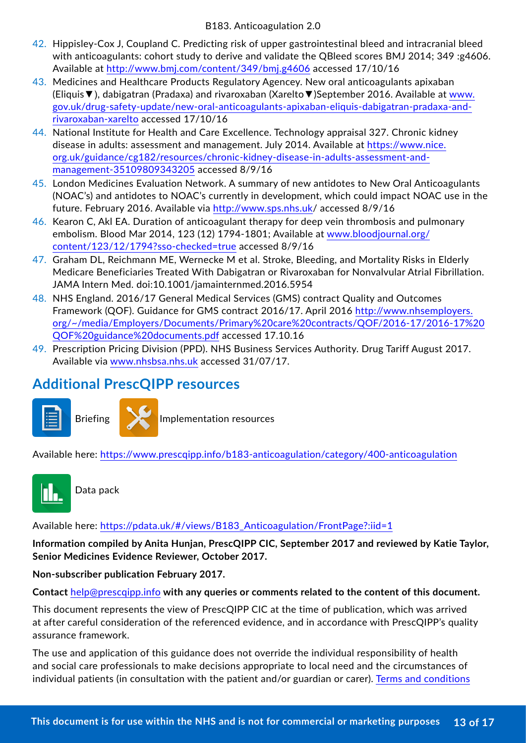42. Hippisley-Cox J, Coupland C. Predicting risk of upper gastrointestinal bleed and intracranial bleed with anticoagulants: cohort study to derive and validate the QBleed scores BMJ 2014; 349 :g4606. Available at http://www.bmj.com/content/349/bmj.g4606 accessed 17/10/16
43. Medicines and Healthcare Products Regulatory Agencey. New oral anticoagulants apixaban (Eliquis▼), dabigatran (Pradaxa) and rivaroxaban (Xarelto▼)September 2016. Available at www.gov.uk/drug-safety-update/new-oral-anticoagulants-apixaban-eliquis-dabigatran-pradaxa-and-rivaroxaban-xarelto accessed 17/10/16
44. National Institute for Health and Care Excellence. Technology appraisal 327. Chronic kidney disease in adults: assessment and management. July 2014. Available at https://www.nice.org.uk/guidance/cg182/resources/chronic-kidney-disease-in-adults-assessment-and-management-35109809343205 accessed 8/9/16
45. London Medicines Evaluation Network. A summary of new antidotes to New Oral Anticoagulants (NOAC's) and antidotes to NOAC's currently in development, which could impact NOAC use in the future. February 2016. Available via http://www.sps.nhs.uk/ accessed 8/9/16
46. Kearon C, Akl EA. Duration of anticoagulant therapy for deep vein thrombosis and pulmonary embolism. Blood Mar 2014, 123 (12) 1794-1801; Available at www.bloodjournal.org/content/123/12/1794?sso-checked=true accessed 8/9/16
47. Graham DL, Reichmann ME, Wernecke M et al. Stroke, Bleeding, and Mortality Risks in Elderly Medicare Beneficiaries Treated With Dabigatran or Rivaroxaban for Nonvalvular Atrial Fibrillation. JAMA Intern Med. doi:10.1001/jamainternmed.2016.5954
48. NHS England. 2016/17 General Medical Services (GMS) contract Quality and Outcomes Framework (QOF). Guidance for GMS contract 2016/17. April 2016 http://www.nhsemployers.org/~/media/Employers/Documents/Primary%20care%20contracts/QOF/2016-17/2016-17%20QOF%20guidance%20documents.pdf accessed 17.10.16
49. Prescription Pricing Division (PPD). NHS Business Services Authority. Drug Tariff August 2017. Available via www.nhsbsa.nhs.uk accessed 31/07/17.

## Additional PrescQIPP resources

Briefing

Implementation resources

Available here: https://www.prescqipp.info/b183-anticoagulation/category/400-anticoagulation

Data pack

Available here: https://pdata.uk/#/views/B183_Anticoagulation/FrontPage?:iid=1

**Information compiled by Anita Hunjan, PrescQIPP CIC, September 2017 and reviewed by Katie Taylor, Senior Medicines Evidence Reviewer, October 2017.**

**Non-subscriber publication February 2017.**

**Contact** help@prescqipp.info **with any queries or comments related to the content of this document.**

This document represents the view of PrescQIPP CIC at the time of publication, which was arrived at after careful consideration of the referenced evidence, and in accordance with PrescQIPP's quality assurance framework.

The use and application of this guidance does not override the individual responsibility of health and social care professionals to make decisions appropriate to local need and the circumstances of individual patients (in consultation with the patient and/or guardian or carer). Terms and conditions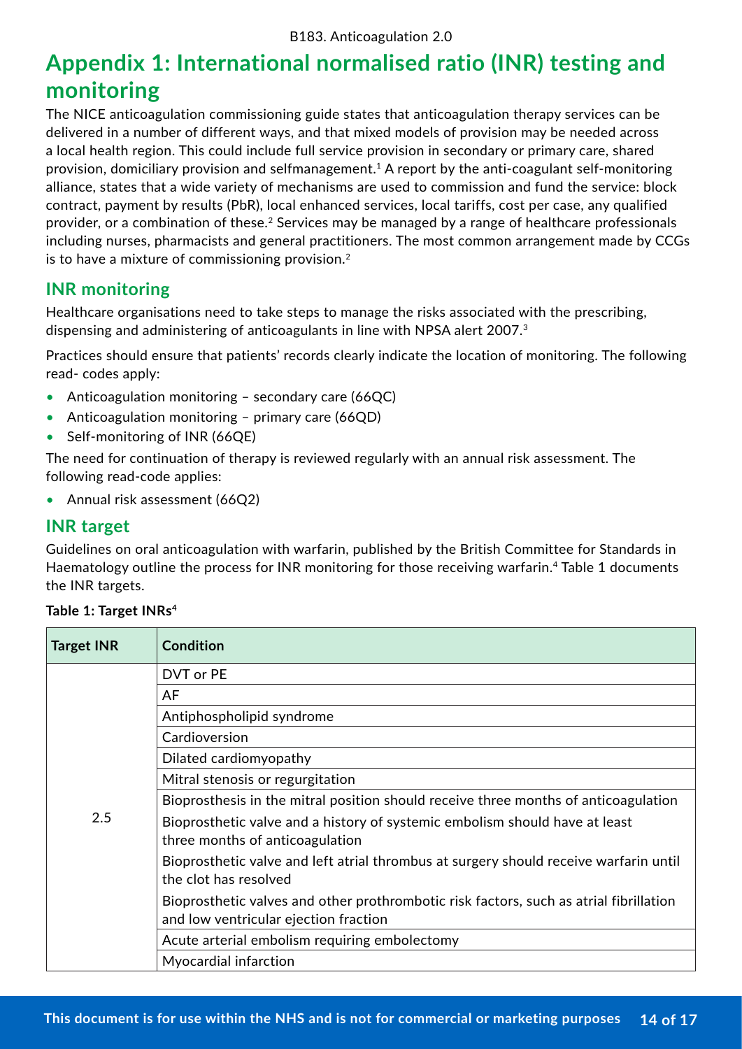# Appendix 1: International normalised ratio (INR) testing and monitoring

The NICE anticoagulation commissioning guide states that anticoagulation therapy services can be delivered in a number of different ways, and that mixed models of provision may be needed across a local health region. This could include full service provision in secondary or primary care, shared provision, domiciliary provision and selfmanagement.[1] A report by the anti-coagulant self-monitoring alliance, states that a wide variety of mechanisms are used to commission and fund the service: block contract, payment by results (PbR), local enhanced services, local tariffs, cost per case, any qualified provider, or a combination of these.[2] Services may be managed by a range of healthcare professionals including nurses, pharmacists and general practitioners. The most common arrangement made by CCGs is to have a mixture of commissioning provision.[2]

## INR monitoring

Healthcare organisations need to take steps to manage the risks associated with the prescribing, dispensing and administering of anticoagulants in line with NPSA alert 2007.[3]

Practices should ensure that patients' records clearly indicate the location of monitoring. The following read- codes apply:

- Anticoagulation monitoring – secondary care (66QC)
- Anticoagulation monitoring – primary care (66QD)
- Self-monitoring of INR (66QE)

The need for continuation of therapy is reviewed regularly with an annual risk assessment. The following read-code applies:

- Annual risk assessment (66Q2)

## INR target

Guidelines on oral anticoagulation with warfarin, published by the British Committee for Standards in Haematology outline the process for INR monitoring for those receiving warfarin.[4] Table 1 documents the INR targets.

**Table 1: Target INRs[4]**

| Target INR | Condition |
|---|---|
| 2.5 | DVT or PE |
| | AF |
| | Antiphospholipid syndrome |
| | Cardioversion |
| | Dilated cardiomyopathy |
| | Mitral stenosis or regurgitation |
| | Bioprosthesis in the mitral position should receive three months of anticoagulation<br>Bioprosthetic valve and a history of systemic embolism should have at least three months of anticoagulation<br>Bioprosthetic valve and left atrial thrombus at surgery should receive warfarin until the clot has resolved<br>Bioprosthetic valves and other prothrombotic risk factors, such as atrial fibrillation and low ventricular ejection fraction |
| | Acute arterial embolism requiring embolectomy |
| | Myocardial infarction |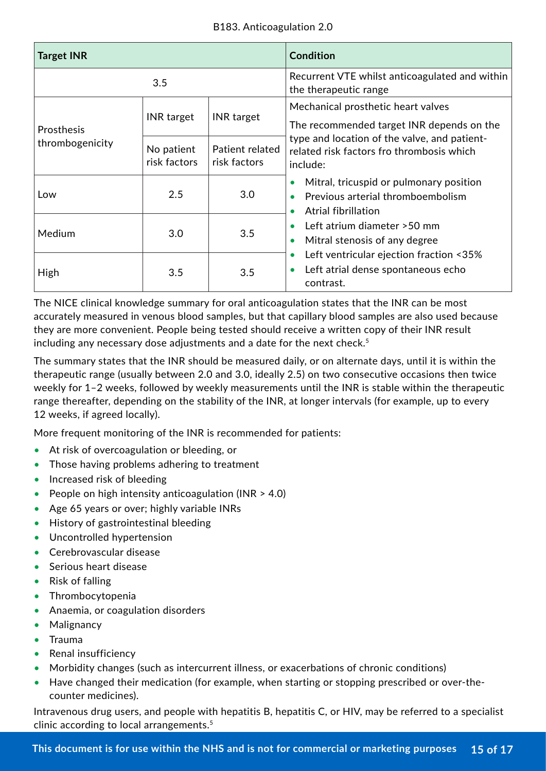| Target INR | | | Condition |
|---|---|---|---|
| 3.5 | | | Recurrent VTE whilst anticoagulated and within the therapeutic range |
| Prosthesis thrombogenicity | INR target | INR target | Mechanical prosthetic heart valves<br><br>The recommended target INR depends on the type and location of the valve, and patient-related risk factors fro thrombosis which include:<br><br>• Mitral, tricuspid or pulmonary position<br>• Previous arterial thromboembolism<br>• Atrial fibrillation<br>• Left atrium diameter >50 mm<br>• Mitral stenosis of any degree<br>• Left ventricular ejection fraction <35%<br>• Left atrial dense spontaneous echo contrast. |
| | No patient risk factors | Patient related risk factors | |
| Low | 2.5 | 3.0 | |
| Medium | 3.0 | 3.5 | |
| High | 3.5 | 3.5 | |

The NICE clinical knowledge summary for oral anticoagulation states that the INR can be most accurately measured in venous blood samples, but that capillary blood samples are also used because they are more convenient. People being tested should receive a written copy of their INR result including any necessary dose adjustments and a date for the next check.[5]

The summary states that the INR should be measured daily, or on alternate days, until it is within the therapeutic range (usually between 2.0 and 3.0, ideally 2.5) on two consecutive occasions then twice weekly for 1–2 weeks, followed by weekly measurements until the INR is stable within the therapeutic range thereafter, depending on the stability of the INR, at longer intervals (for example, up to every 12 weeks, if agreed locally).

More frequent monitoring of the INR is recommended for patients:

- At risk of overcoagulation or bleeding, or
- Those having problems adhering to treatment
- Increased risk of bleeding
- People on high intensity anticoagulation (INR > 4.0)
- Age 65 years or over; highly variable INRs
- History of gastrointestinal bleeding
- Uncontrolled hypertension
- Cerebrovascular disease
- Serious heart disease
- Risk of falling
- Thrombocytopenia
- Anaemia, or coagulation disorders
- Malignancy
- Trauma
- Renal insufficiency
- Morbidity changes (such as intercurrent illness, or exacerbations of chronic conditions)
- Have changed their medication (for example, when starting or stopping prescribed or over-the-counter medicines).

Intravenous drug users, and people with hepatitis B, hepatitis C, or HIV, may be referred to a specialist clinic according to local arrangements.[5]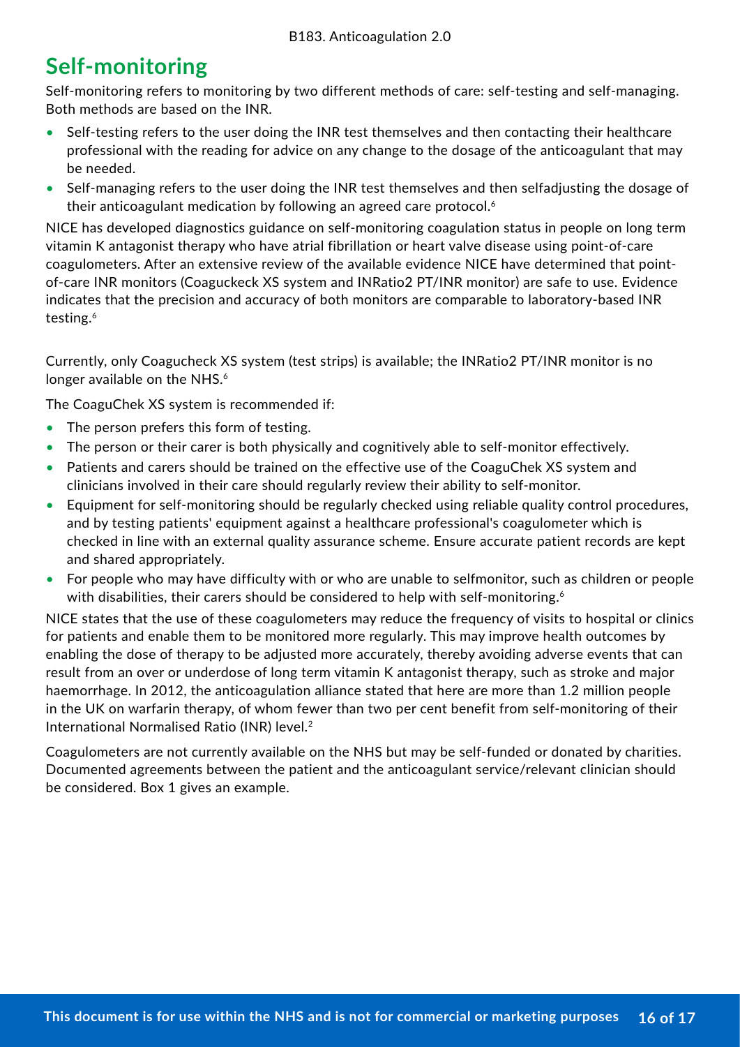## Self-monitoring

Self-monitoring refers to monitoring by two different methods of care: self-testing and self-managing. Both methods are based on the INR.

- Self-testing refers to the user doing the INR test themselves and then contacting their healthcare professional with the reading for advice on any change to the dosage of the anticoagulant that may be needed.
- Self-managing refers to the user doing the INR test themselves and then selfadjusting the dosage of their anticoagulant medication by following an agreed care protocol.[6]

NICE has developed diagnostics guidance on self-monitoring coagulation status in people on long term vitamin K antagonist therapy who have atrial fibrillation or heart valve disease using point-of-care coagulometers. After an extensive review of the available evidence NICE have determined that point-of-care INR monitors (Coaguckeck XS system and INRatio2 PT/INR monitor) are safe to use. Evidence indicates that the precision and accuracy of both monitors are comparable to laboratory-based INR testing.[6]

Currently, only Coagucheck XS system (test strips) is available; the INRatio2 PT/INR monitor is no longer available on the NHS.[6]

The CoaguChek XS system is recommended if:

- The person prefers this form of testing.
- The person or their carer is both physically and cognitively able to self-monitor effectively.
- Patients and carers should be trained on the effective use of the CoaguChek XS system and clinicians involved in their care should regularly review their ability to self-monitor.
- Equipment for self-monitoring should be regularly checked using reliable quality control procedures, and by testing patients' equipment against a healthcare professional's coagulometer which is checked in line with an external quality assurance scheme. Ensure accurate patient records are kept and shared appropriately.
- For people who may have difficulty with or who are unable to selfmonitor, such as children or people with disabilities, their carers should be considered to help with self-monitoring.[6]

NICE states that the use of these coagulometers may reduce the frequency of visits to hospital or clinics for patients and enable them to be monitored more regularly. This may improve health outcomes by enabling the dose of therapy to be adjusted more accurately, thereby avoiding adverse events that can result from an over or underdose of long term vitamin K antagonist therapy, such as stroke and major haemorrhage. In 2012, the anticoagulation alliance stated that here are more than 1.2 million people in the UK on warfarin therapy, of whom fewer than two per cent benefit from self-monitoring of their International Normalised Ratio (INR) level.[2]

Coagulometers are not currently available on the NHS but may be self-funded or donated by charities. Documented agreements between the patient and the anticoagulant service/relevant clinician should be considered. Box 1 gives an example.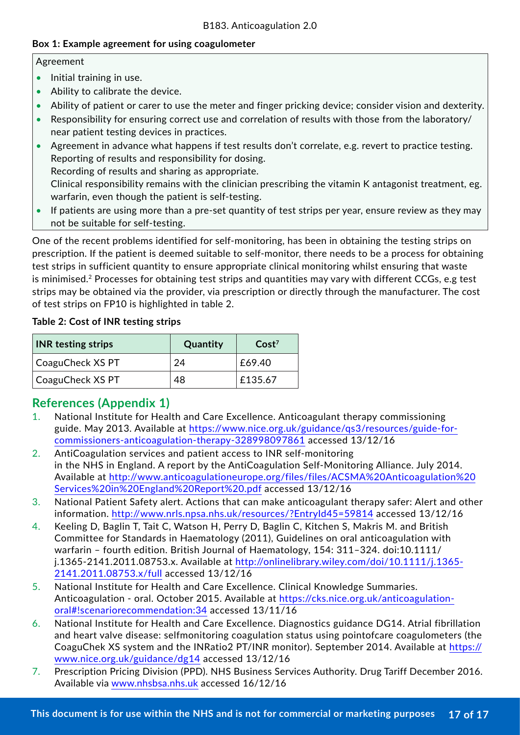**Box 1: Example agreement for using coagulometer**

Agreement

- Initial training in use.
- Ability to calibrate the device.
- Ability of patient or carer to use the meter and finger pricking device; consider vision and dexterity.
- Responsibility for ensuring correct use and correlation of results with those from the laboratory/ near patient testing devices in practices.
- Agreement in advance what happens if test results don't correlate, e.g. revert to practice testing. Reporting of results and responsibility for dosing.
  Recording of results and sharing as appropriate.
  Clinical responsibility remains with the clinician prescribing the vitamin K antagonist treatment, eg. warfarin, even though the patient is self-testing.
- If patients are using more than a pre-set quantity of test strips per year, ensure review as they may not be suitable for self-testing.

One of the recent problems identified for self-monitoring, has been in obtaining the testing strips on prescription. If the patient is deemed suitable to self-monitor, there needs to be a process for obtaining test strips in sufficient quantity to ensure appropriate clinical monitoring whilst ensuring that waste is minimised.[2] Processes for obtaining test strips and quantities may vary with different CCGs, e.g test strips may be obtained via the provider, via prescription or directly through the manufacturer. The cost of test strips on FP10 is highlighted in table 2.

**Table 2: Cost of INR testing strips**

| INR testing strips | Quantity | Cost[7] |
|---|---|---|
| CoaguCheck XS PT | 24 | £69.40 |
| CoaguCheck XS PT | 48 | £135.67 |

## References (Appendix 1)

1. National Institute for Health and Care Excellence. Anticoagulant therapy commissioning guide. May 2013. Available at https://www.nice.org.uk/guidance/qs3/resources/guide-for-commissioners-anticoagulation-therapy-328998097861 accessed 13/12/16
2. AntiCoagulation services and patient access to INR self-monitoring in the NHS in England. A report by the AntiCoagulation Self-Monitoring Alliance. July 2014. Available at http://www.anticoagulationeurope.org/files/files/ACSMA%20Anticoagulation%20Services%20in%20England%20Report%20.pdf accessed 13/12/16
3. National Patient Safety alert. Actions that can make anticoagulant therapy safer: Alert and other information. http://www.nrls.npsa.nhs.uk/resources/?EntryId45=59814 accessed 13/12/16
4. Keeling D, Baglin T, Tait C, Watson H, Perry D, Baglin C, Kitchen S, Makris M. and British Committee for Standards in Haematology (2011), Guidelines on oral anticoagulation with warfarin – fourth edition. British Journal of Haematology, 154: 311–324. doi:10.1111/j.1365-2141.2011.08753.x. Available at http://onlinelibrary.wiley.com/doi/10.1111/j.1365-2141.2011.08753.x/full accessed 13/12/16
5. National Institute for Health and Care Excellence. Clinical Knowledge Summaries. Anticoagulation - oral. October 2015. Available at https://cks.nice.org.uk/anticoagulation-oral#!scenariorecommendation:34 accessed 13/11/16
6. National Institute for Health and Care Excellence. Diagnostics guidance DG14. Atrial fibrillation and heart valve disease: selfmonitoring coagulation status using pointofcare coagulometers (the CoaguChek XS system and the INRatio2 PT/INR monitor). September 2014. Available at https://www.nice.org.uk/guidance/dg14 accessed 13/12/16
7. Prescription Pricing Division (PPD). NHS Business Services Authority. Drug Tariff December 2016. Available via www.nhsbsa.nhs.uk accessed 16/12/16

This document is for use within the NHS and is not for commercial or marketing purposes